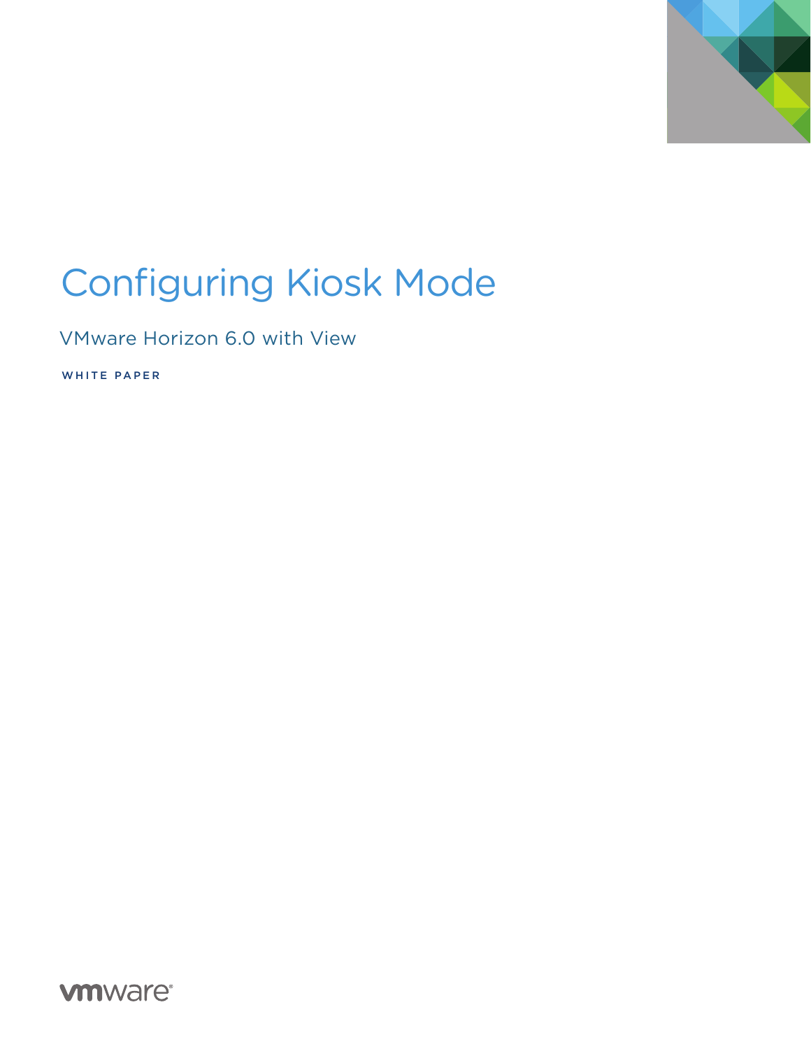# Configuring Kiosk Mode

VMware Horizon 6.0 with View

WHITE PAPER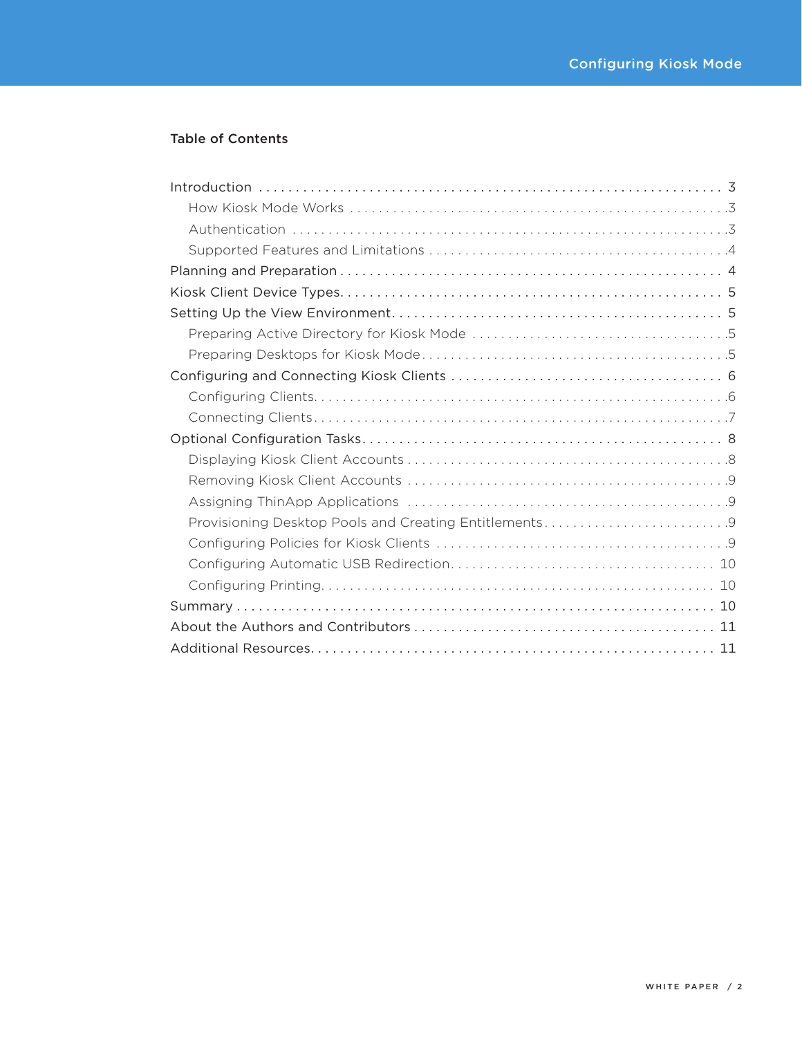## Table of Contents

- Introduction . . . . . . . . . . . . . . . . . . . . . . . . . . . . . . . . . . . . . . . . . . . . . . . . . . . . . . . . . . . . . . 3
  - How Kiosk Mode Works . . . . . . . . . . . . . . . . . . . . . . . . . . . . . . . . . . . . . . . . . . . . . . . . . . .3
  - Authentication . . . . . . . . . . . . . . . . . . . . . . . . . . . . . . . . . . . . . . . . . . . . . . . . . . . . . . . . . .3
  - Supported Features and Limitations . . . . . . . . . . . . . . . . . . . . . . . . . . . . . . . . . . . . . . . . .4
- Planning and Preparation . . . . . . . . . . . . . . . . . . . . . . . . . . . . . . . . . . . . . . . . . . . . . . . . . . . . 4
- Kiosk Client Device Types. . . . . . . . . . . . . . . . . . . . . . . . . . . . . . . . . . . . . . . . . . . . . . . . . . . 5
- Setting Up the View Environment. . . . . . . . . . . . . . . . . . . . . . . . . . . . . . . . . . . . . . . . . . . . . 5
  - Preparing Active Directory for Kiosk Mode . . . . . . . . . . . . . . . . . . . . . . . . . . . . . . . . . . .5
  - Preparing Desktops for Kiosk Mode. . . . . . . . . . . . . . . . . . . . . . . . . . . . . . . . . . . . . . . . . .5
- Configuring and Connecting Kiosk Clients . . . . . . . . . . . . . . . . . . . . . . . . . . . . . . . . . . . . 6
  - Configuring Clients. . . . . . . . . . . . . . . . . . . . . . . . . . . . . . . . . . . . . . . . . . . . . . . . . . . . . . . .6
  - Connecting Clients. . . . . . . . . . . . . . . . . . . . . . . . . . . . . . . . . . . . . . . . . . . . . . . . . . . . . . . .7
- Optional Configuration Tasks. . . . . . . . . . . . . . . . . . . . . . . . . . . . . . . . . . . . . . . . . . . . . . . . 8
  - Displaying Kiosk Client Accounts . . . . . . . . . . . . . . . . . . . . . . . . . . . . . . . . . . . . . . . . . . .8
  - Removing Kiosk Client Accounts . . . . . . . . . . . . . . . . . . . . . . . . . . . . . . . . . . . . . . . . . . .9
  - Assigning ThinApp Applications . . . . . . . . . . . . . . . . . . . . . . . . . . . . . . . . . . . . . . . . . . .9
  - Provisioning Desktop Pools and Creating Entitlements. . . . . . . . . . . . . . . . . . . . . . . . . .9
  - Configuring Policies for Kiosk Clients . . . . . . . . . . . . . . . . . . . . . . . . . . . . . . . . . . . . . . .9
  - Configuring Automatic USB Redirection. . . . . . . . . . . . . . . . . . . . . . . . . . . . . . . . . . . . 10
  - Configuring Printing. . . . . . . . . . . . . . . . . . . . . . . . . . . . . . . . . . . . . . . . . . . . . . . . . . . . . 10
- Summary . . . . . . . . . . . . . . . . . . . . . . . . . . . . . . . . . . . . . . . . . . . . . . . . . . . . . . . . . . . . . . . . 10
- About the Authors and Contributors . . . . . . . . . . . . . . . . . . . . . . . . . . . . . . . . . . . . . . . . 11
- Additional Resources. . . . . . . . . . . . . . . . . . . . . . . . . . . . . . . . . . . . . . . . . . . . . . . . . . . . . . 11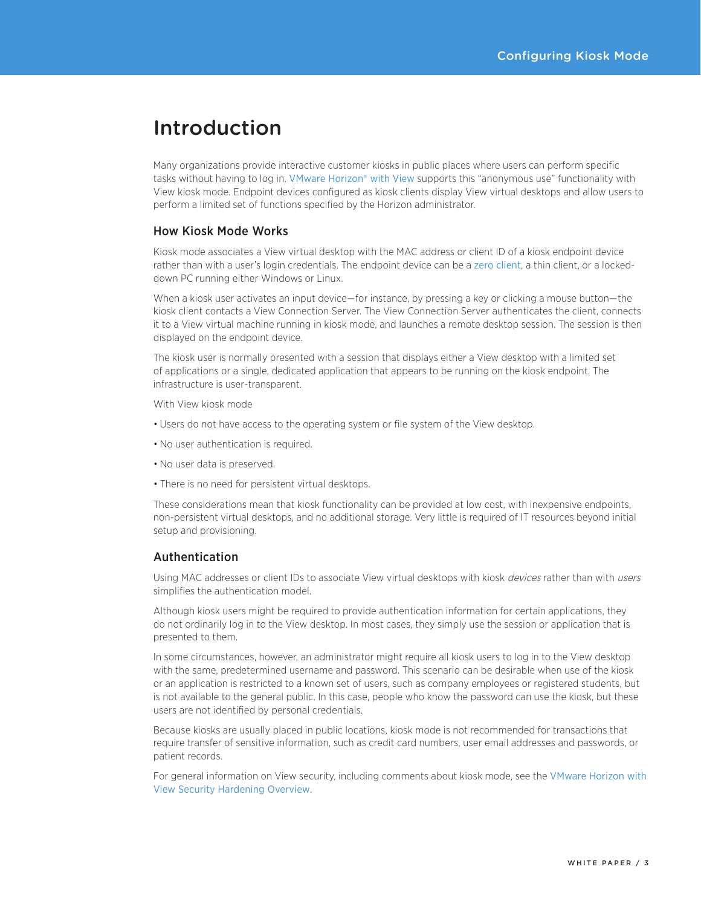# Introduction

Many organizations provide interactive customer kiosks in public places where users can perform specific tasks without having to log in. VMware Horizon® with View supports this "anonymous use" functionality with View kiosk mode. Endpoint devices configured as kiosk clients display View virtual desktops and allow users to perform a limited set of functions specified by the Horizon administrator.

## How Kiosk Mode Works

Kiosk mode associates a View virtual desktop with the MAC address or client ID of a kiosk endpoint device rather than with a user's login credentials. The endpoint device can be a zero client, a thin client, or a locked-down PC running either Windows or Linux.

When a kiosk user activates an input device—for instance, by pressing a key or clicking a mouse button—the kiosk client contacts a View Connection Server. The View Connection Server authenticates the client, connects it to a View virtual machine running in kiosk mode, and launches a remote desktop session. The session is then displayed on the endpoint device.

The kiosk user is normally presented with a session that displays either a View desktop with a limited set of applications or a single, dedicated application that appears to be running on the kiosk endpoint. The infrastructure is user-transparent.

With View kiosk mode

- Users do not have access to the operating system or file system of the View desktop.
- No user authentication is required.
- No user data is preserved.
- There is no need for persistent virtual desktops.

These considerations mean that kiosk functionality can be provided at low cost, with inexpensive endpoints, non-persistent virtual desktops, and no additional storage. Very little is required of IT resources beyond initial setup and provisioning.

## Authentication

Using MAC addresses or client IDs to associate View virtual desktops with kiosk *devices* rather than with *users* simplifies the authentication model.

Although kiosk users might be required to provide authentication information for certain applications, they do not ordinarily log in to the View desktop. In most cases, they simply use the session or application that is presented to them.

In some circumstances, however, an administrator might require all kiosk users to log in to the View desktop with the same, predetermined username and password. This scenario can be desirable when use of the kiosk or an application is restricted to a known set of users, such as company employees or registered students, but is not available to the general public. In this case, people who know the password can use the kiosk, but these users are not identified by personal credentials.

Because kiosks are usually placed in public locations, kiosk mode is not recommended for transactions that require transfer of sensitive information, such as credit card numbers, user email addresses and passwords, or patient records.

For general information on View security, including comments about kiosk mode, see the VMware Horizon with View Security Hardening Overview.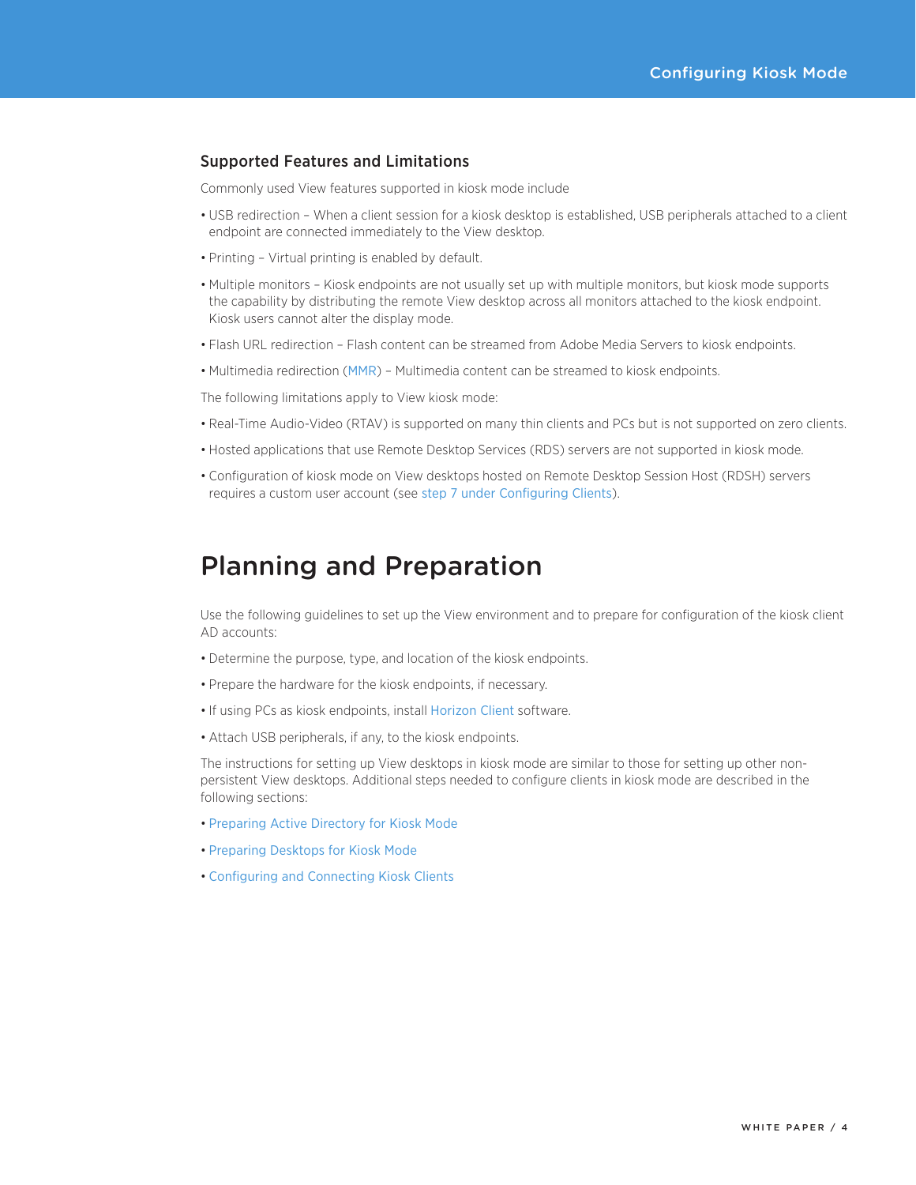### Supported Features and Limitations

Commonly used View features supported in kiosk mode include

- USB redirection – When a client session for a kiosk desktop is established, USB peripherals attached to a client endpoint are connected immediately to the View desktop.
- Printing – Virtual printing is enabled by default.
- Multiple monitors – Kiosk endpoints are not usually set up with multiple monitors, but kiosk mode supports the capability by distributing the remote View desktop across all monitors attached to the kiosk endpoint. Kiosk users cannot alter the display mode.
- Flash URL redirection – Flash content can be streamed from Adobe Media Servers to kiosk endpoints.
- Multimedia redirection (MMR) – Multimedia content can be streamed to kiosk endpoints.

The following limitations apply to View kiosk mode:

- Real-Time Audio-Video (RTAV) is supported on many thin clients and PCs but is not supported on zero clients.
- Hosted applications that use Remote Desktop Services (RDS) servers are not supported in kiosk mode.
- Configuration of kiosk mode on View desktops hosted on Remote Desktop Session Host (RDSH) servers requires a custom user account (see step 7 under Configuring Clients).

## Planning and Preparation

Use the following guidelines to set up the View environment and to prepare for configuration of the kiosk client AD accounts:

- Determine the purpose, type, and location of the kiosk endpoints.
- Prepare the hardware for the kiosk endpoints, if necessary.
- If using PCs as kiosk endpoints, install Horizon Client software.
- Attach USB peripherals, if any, to the kiosk endpoints.

The instructions for setting up View desktops in kiosk mode are similar to those for setting up other non-persistent View desktops. Additional steps needed to configure clients in kiosk mode are described in the following sections:

- Preparing Active Directory for Kiosk Mode
- Preparing Desktops for Kiosk Mode
- Configuring and Connecting Kiosk Clients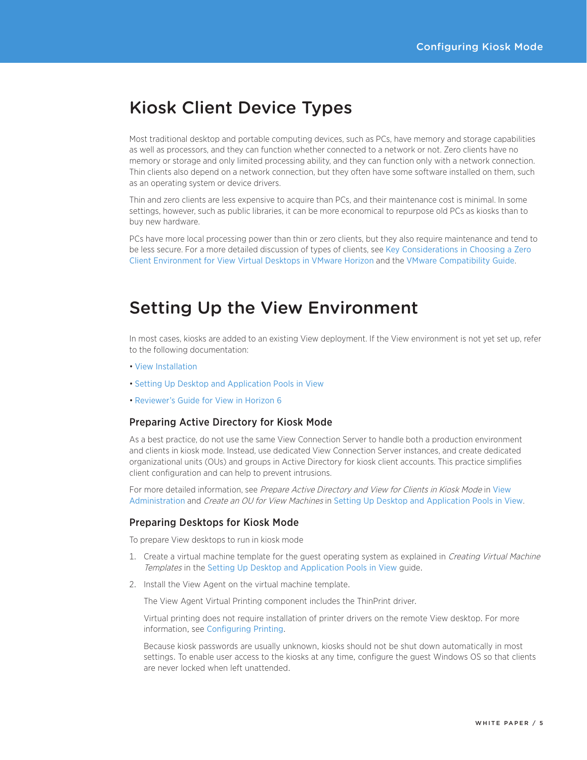# Kiosk Client Device Types

Most traditional desktop and portable computing devices, such as PCs, have memory and storage capabilities as well as processors, and they can function whether connected to a network or not. Zero clients have no memory or storage and only limited processing ability, and they can function only with a network connection. Thin clients also depend on a network connection, but they often have some software installed on them, such as an operating system or device drivers.

Thin and zero clients are less expensive to acquire than PCs, and their maintenance cost is minimal. In some settings, however, such as public libraries, it can be more economical to repurpose old PCs as kiosks than to buy new hardware.

PCs have more local processing power than thin or zero clients, but they also require maintenance and tend to be less secure. For a more detailed discussion of types of clients, see Key Considerations in Choosing a Zero Client Environment for View Virtual Desktops in VMware Horizon and the VMware Compatibility Guide.

# Setting Up the View Environment

In most cases, kiosks are added to an existing View deployment. If the View environment is not yet set up, refer to the following documentation:

- View Installation
- Setting Up Desktop and Application Pools in View
- Reviewer's Guide for View in Horizon 6

## Preparing Active Directory for Kiosk Mode

As a best practice, do not use the same View Connection Server to handle both a production environment and clients in kiosk mode. Instead, use dedicated View Connection Server instances, and create dedicated organizational units (OUs) and groups in Active Directory for kiosk client accounts. This practice simplifies client configuration and can help to prevent intrusions.

For more detailed information, see *Prepare Active Directory and View for Clients in Kiosk Mode* in View Administration and *Create an OU for View Machines* in Setting Up Desktop and Application Pools in View.

## Preparing Desktops for Kiosk Mode

To prepare View desktops to run in kiosk mode

1. Create a virtual machine template for the guest operating system as explained in *Creating Virtual Machine Templates* in the Setting Up Desktop and Application Pools in View guide.
2. Install the View Agent on the virtual machine template.

   The View Agent Virtual Printing component includes the ThinPrint driver.

   Virtual printing does not require installation of printer drivers on the remote View desktop. For more information, see Configuring Printing.

   Because kiosk passwords are usually unknown, kiosks should not be shut down automatically in most settings. To enable user access to the kiosks at any time, configure the guest Windows OS so that clients are never locked when left unattended.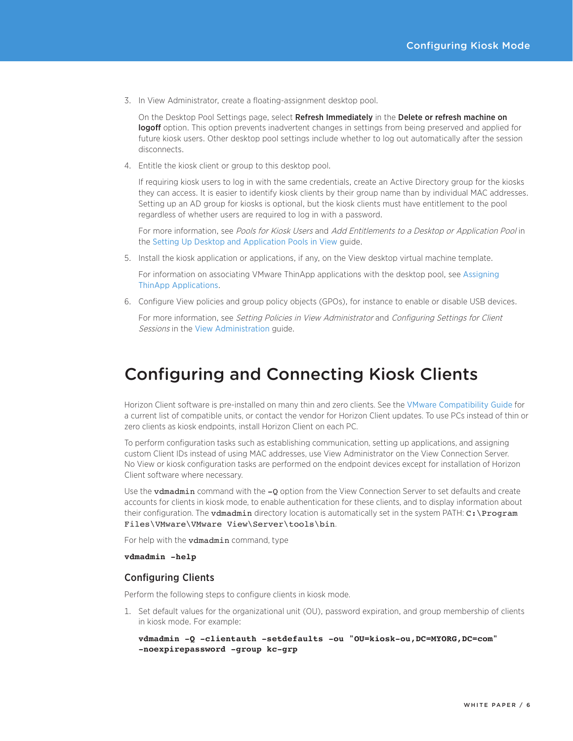3. In View Administrator, create a floating-assignment desktop pool.

   On the Desktop Pool Settings page, select **Refresh Immediately** in the **Delete or refresh machine on logoff** option. This option prevents inadvertent changes in settings from being preserved and applied for future kiosk users. Other desktop pool settings include whether to log out automatically after the session disconnects.

4. Entitle the kiosk client or group to this desktop pool.

   If requiring kiosk users to log in with the same credentials, create an Active Directory group for the kiosks they can access. It is easier to identify kiosk clients by their group name than by individual MAC addresses. Setting up an AD group for kiosks is optional, but the kiosk clients must have entitlement to the pool regardless of whether users are required to log in with a password.

   For more information, see *Pools for Kiosk Users* and *Add Entitlements to a Desktop or Application Pool* in the Setting Up Desktop and Application Pools in View guide.

5. Install the kiosk application or applications, if any, on the View desktop virtual machine template.

   For information on associating VMware ThinApp applications with the desktop pool, see Assigning ThinApp Applications.

6. Configure View policies and group policy objects (GPOs), for instance to enable or disable USB devices.

   For more information, see *Setting Policies in View Administrator* and *Configuring Settings for Client Sessions* in the View Administration guide.

# Configuring and Connecting Kiosk Clients

Horizon Client software is pre-installed on many thin and zero clients. See the VMware Compatibility Guide for a current list of compatible units, or contact the vendor for Horizon Client updates. To use PCs instead of thin or zero clients as kiosk endpoints, install Horizon Client on each PC.

To perform configuration tasks such as establishing communication, setting up applications, and assigning custom Client IDs instead of using MAC addresses, use View Administrator on the View Connection Server. No View or kiosk configuration tasks are performed on the endpoint devices except for installation of Horizon Client software where necessary.

Use the `vdmadmin` command with the `-Q` option from the View Connection Server to set defaults and create accounts for clients in kiosk mode, to enable authentication for these clients, and to display information about their configuration. The `vdmadmin` directory location is automatically set in the system PATH: `C:\Program Files\VMware\VMware View\Server\tools\bin`.

For help with the `vdmadmin` command, type

```
vdmadmin -help
```

## Configuring Clients

Perform the following steps to configure clients in kiosk mode.

1. Set default values for the organizational unit (OU), password expiration, and group membership of clients in kiosk mode. For example:

   ```
   vdmadmin -Q -clientauth -setdefaults -ou "OU=kiosk-ou,DC=MYORG,DC=com"
   -noexpirepassword -group kc-grp
   ```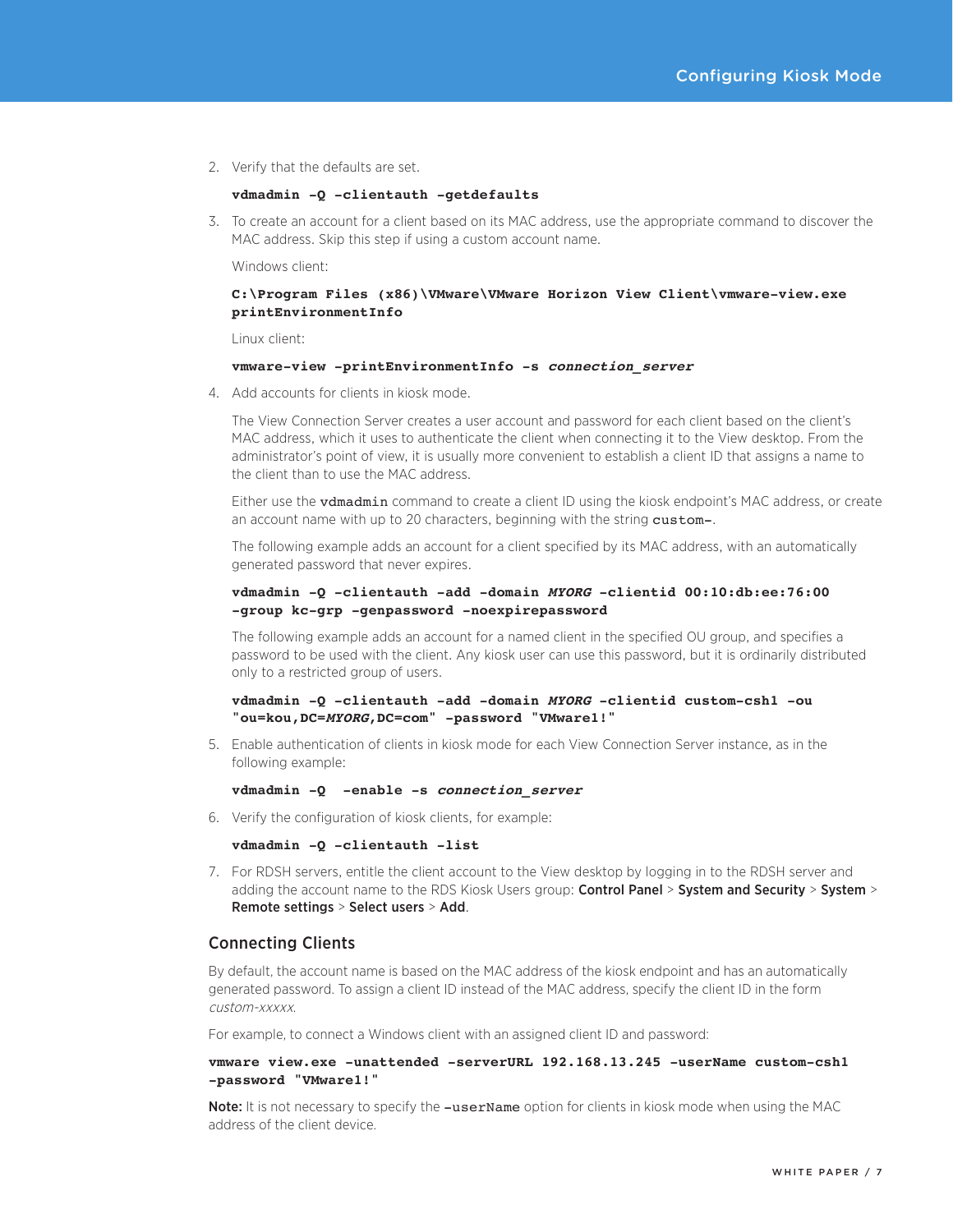2. Verify that the defaults are set.

   ```
   vdmadmin -Q -clientauth -getdefaults
   ```

3. To create an account for a client based on its MAC address, use the appropriate command to discover the MAC address. Skip this step if using a custom account name.

   Windows client:

   ```
   C:\Program Files (x86)\VMware\VMware Horizon View Client\vmware-view.exe
   printEnvironmentInfo
   ```

   Linux client:

   ```
   vmware-view -printEnvironmentInfo -s connection_server
   ```

4. Add accounts for clients in kiosk mode.

   The View Connection Server creates a user account and password for each client based on the client's MAC address, which it uses to authenticate the client when connecting it to the View desktop. From the administrator's point of view, it is usually more convenient to establish a client ID that assigns a name to the client than to use the MAC address.

   Either use the `vdmadmin` command to create a client ID using the kiosk endpoint's MAC address, or create an account name with up to 20 characters, beginning with the string `custom-`.

   The following example adds an account for a client specified by its MAC address, with an automatically generated password that never expires.

   ```
   vdmadmin -Q -clientauth -add -domain MYORG -clientid 00:10:db:ee:76:00
   -group kc-grp -genpassword -noexpirepassword
   ```

   The following example adds an account for a named client in the specified OU group, and specifies a password to be used with the client. Any kiosk user can use this password, but it is ordinarily distributed only to a restricted group of users.

   ```
   vdmadmin -Q -clientauth -add -domain MYORG -clientid custom-csh1 -ou
   "ou=kou,DC=MYORG,DC=com" -password "VMware1!"
   ```

5. Enable authentication of clients in kiosk mode for each View Connection Server instance, as in the following example:

   ```
   vdmadmin -Q  -enable -s connection_server
   ```

6. Verify the configuration of kiosk clients, for example:

   ```
   vdmadmin -Q -clientauth -list
   ```

7. For RDSH servers, entitle the client account to the View desktop by logging in to the RDSH server and adding the account name to the RDS Kiosk Users group: **Control Panel** > **System and Security** > **System** > **Remote settings** > **Select users** > **Add**.

## Connecting Clients

By default, the account name is based on the MAC address of the kiosk endpoint and has an automatically generated password. To assign a client ID instead of the MAC address, specify the client ID in the form *custom-xxxxx*.

For example, to connect a Windows client with an assigned client ID and password:

```
vmware view.exe -unattended -serverURL 192.168.13.245 -userName custom-csh1
-password "VMware1!"
```

**Note:** It is not necessary to specify the `-userName` option for clients in kiosk mode when using the MAC address of the client device.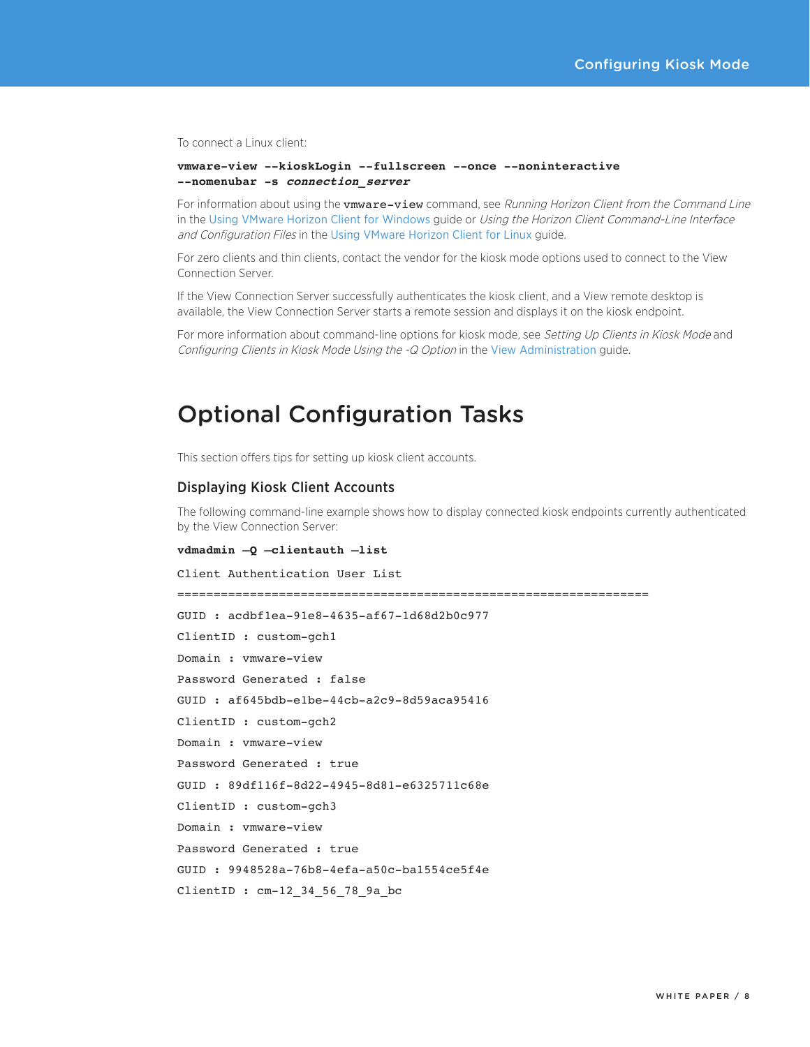To connect a Linux client:

```
vmware-view --kioskLogin --fullscreen --once --noninteractive
--nomenubar -s connection_server
```

For information about using the `vmware-view` command, see *Running Horizon Client from the Command Line* in the Using VMware Horizon Client for Windows guide or *Using the Horizon Client Command-Line Interface and Configuration Files* in the Using VMware Horizon Client for Linux guide.

For zero clients and thin clients, contact the vendor for the kiosk mode options used to connect to the View Connection Server.

If the View Connection Server successfully authenticates the kiosk client, and a View remote desktop is available, the View Connection Server starts a remote session and displays it on the kiosk endpoint.

For more information about command-line options for kiosk mode, see *Setting Up Clients in Kiosk Mode* and *Configuring Clients in Kiosk Mode Using the -Q Option* in the View Administration guide.

# Optional Configuration Tasks

This section offers tips for setting up kiosk client accounts.

## Displaying Kiosk Client Accounts

The following command-line example shows how to display connected kiosk endpoints currently authenticated by the View Connection Server:

```
vdmadmin –Q –clientauth –list

Client Authentication User List

=================================================================

GUID : acdbf1ea-91e8-4635-af67-1d68d2b0c977

ClientID : custom-gch1

Domain : vmware-view

Password Generated : false

GUID : af645bdb-e1be-44cb-a2c9-8d59aca95416

ClientID : custom-gch2

Domain : vmware-view

Password Generated : true

GUID : 89df116f-8d22-4945-8d81-e6325711c68e

ClientID : custom-gch3

Domain : vmware-view

Password Generated : true

GUID : 9948528a-76b8-4efa-a50c-ba1554ce5f4e

ClientID : cm-12_34_56_78_9a_bc
```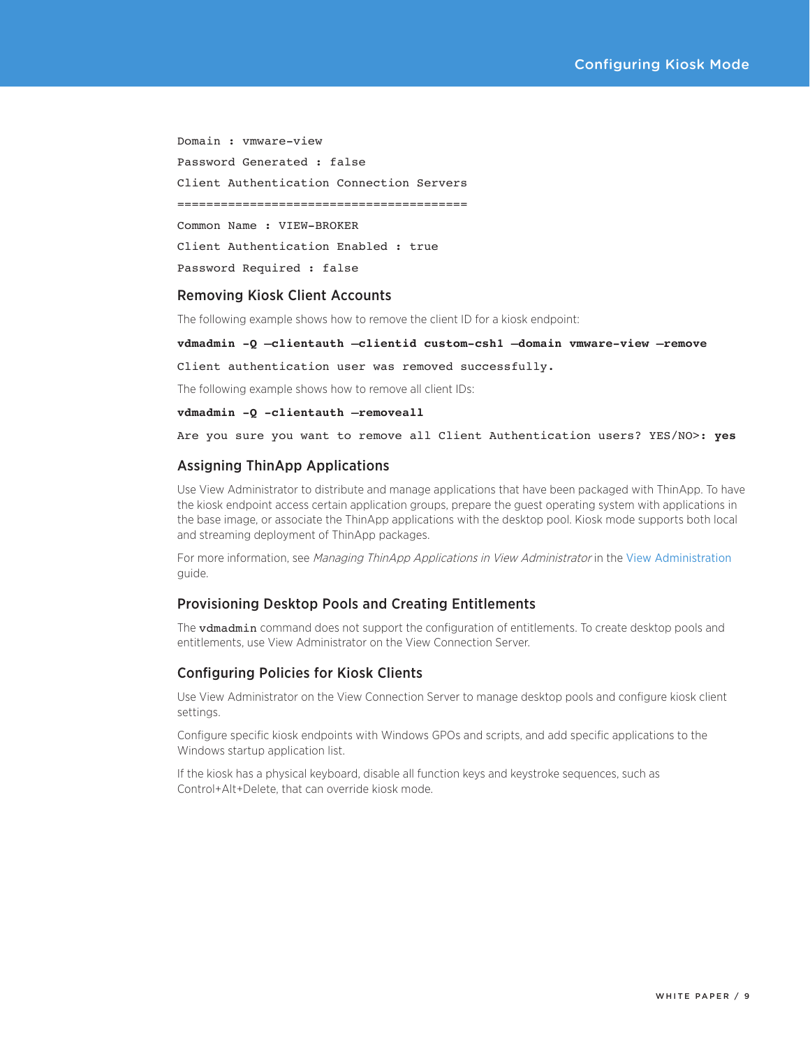```
Domain : vmware-view
Password Generated : false
Client Authentication Connection Servers
========================================
Common Name : VIEW-BROKER
Client Authentication Enabled : true
Password Required : false
```

### Removing Kiosk Client Accounts

The following example shows how to remove the client ID for a kiosk endpoint:

```
vdmadmin -Q –clientauth –clientid custom-csh1 –domain vmware-view –remove
Client authentication user was removed successfully.
```

The following example shows how to remove all client IDs:

```
vdmadmin -Q -clientauth –removeall
Are you sure you want to remove all Client Authentication users? YES/NO>: yes
```

### Assigning ThinApp Applications

Use View Administrator to distribute and manage applications that have been packaged with ThinApp. To have the kiosk endpoint access certain application groups, prepare the guest operating system with applications in the base image, or associate the ThinApp applications with the desktop pool. Kiosk mode supports both local and streaming deployment of ThinApp packages.

For more information, see *Managing ThinApp Applications in View Administrator* in the View Administration guide.

### Provisioning Desktop Pools and Creating Entitlements

The `vdmadmin` command does not support the configuration of entitlements. To create desktop pools and entitlements, use View Administrator on the View Connection Server.

### Configuring Policies for Kiosk Clients

Use View Administrator on the View Connection Server to manage desktop pools and configure kiosk client settings.

Configure specific kiosk endpoints with Windows GPOs and scripts, and add specific applications to the Windows startup application list.

If the kiosk has a physical keyboard, disable all function keys and keystroke sequences, such as Control+Alt+Delete, that can override kiosk mode.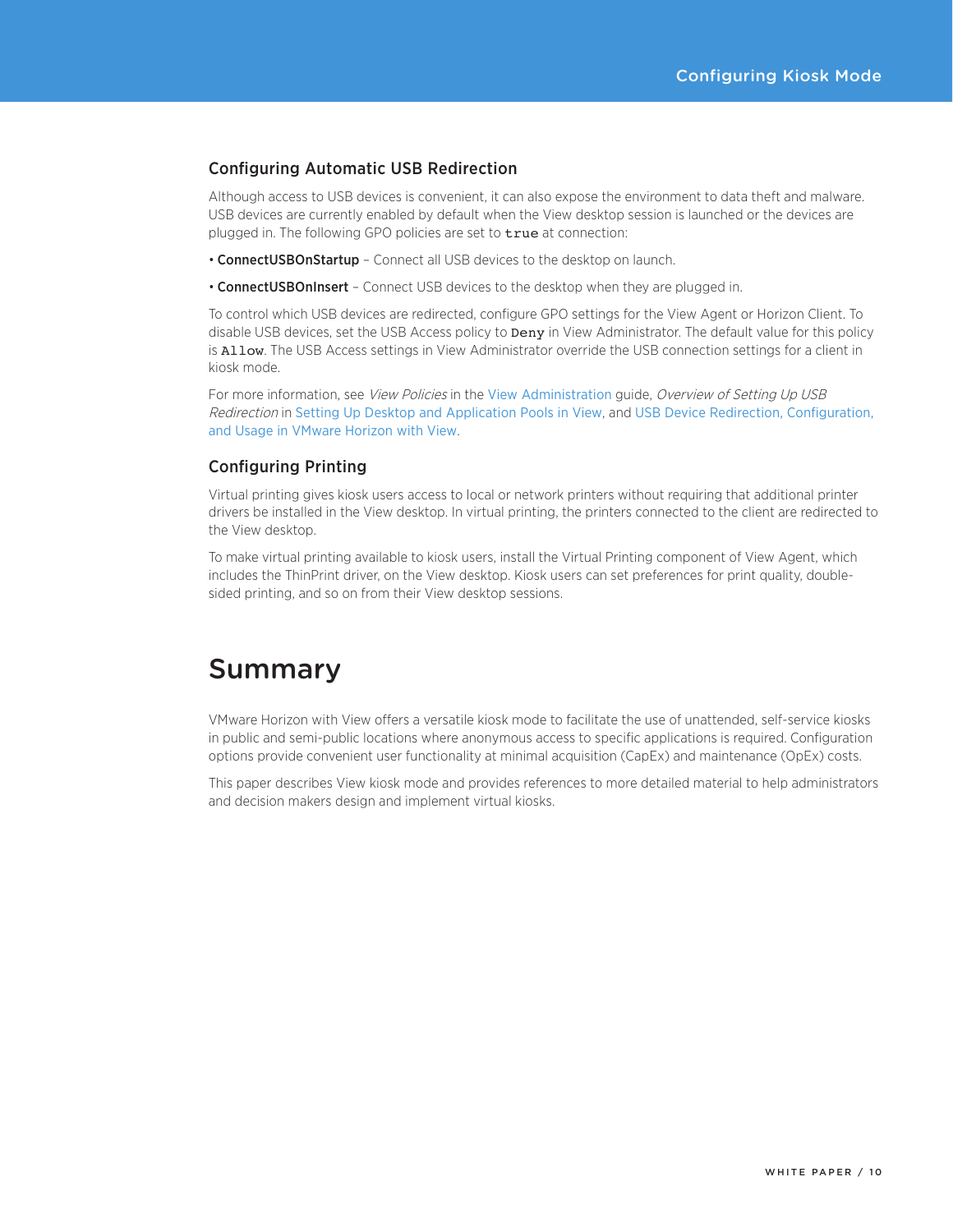### Configuring Automatic USB Redirection

Although access to USB devices is convenient, it can also expose the environment to data theft and malware. USB devices are currently enabled by default when the View desktop session is launched or the devices are plugged in. The following GPO policies are set to `true` at connection:

- **ConnectUSBOnStartup** – Connect all USB devices to the desktop on launch.
- **ConnectUSBOnInsert** – Connect USB devices to the desktop when they are plugged in.

To control which USB devices are redirected, configure GPO settings for the View Agent or Horizon Client. To disable USB devices, set the USB Access policy to `Deny` in View Administrator. The default value for this policy is `Allow`. The USB Access settings in View Administrator override the USB connection settings for a client in kiosk mode.

For more information, see *View Policies* in the View Administration guide, *Overview of Setting Up USB Redirection* in Setting Up Desktop and Application Pools in View, and USB Device Redirection, Configuration, and Usage in VMware Horizon with View.

### Configuring Printing

Virtual printing gives kiosk users access to local or network printers without requiring that additional printer drivers be installed in the View desktop. In virtual printing, the printers connected to the client are redirected to the View desktop.

To make virtual printing available to kiosk users, install the Virtual Printing component of View Agent, which includes the ThinPrint driver, on the View desktop. Kiosk users can set preferences for print quality, double-sided printing, and so on from their View desktop sessions.

# Summary

VMware Horizon with View offers a versatile kiosk mode to facilitate the use of unattended, self-service kiosks in public and semi-public locations where anonymous access to specific applications is required. Configuration options provide convenient user functionality at minimal acquisition (CapEx) and maintenance (OpEx) costs.

This paper describes View kiosk mode and provides references to more detailed material to help administrators and decision makers design and implement virtual kiosks.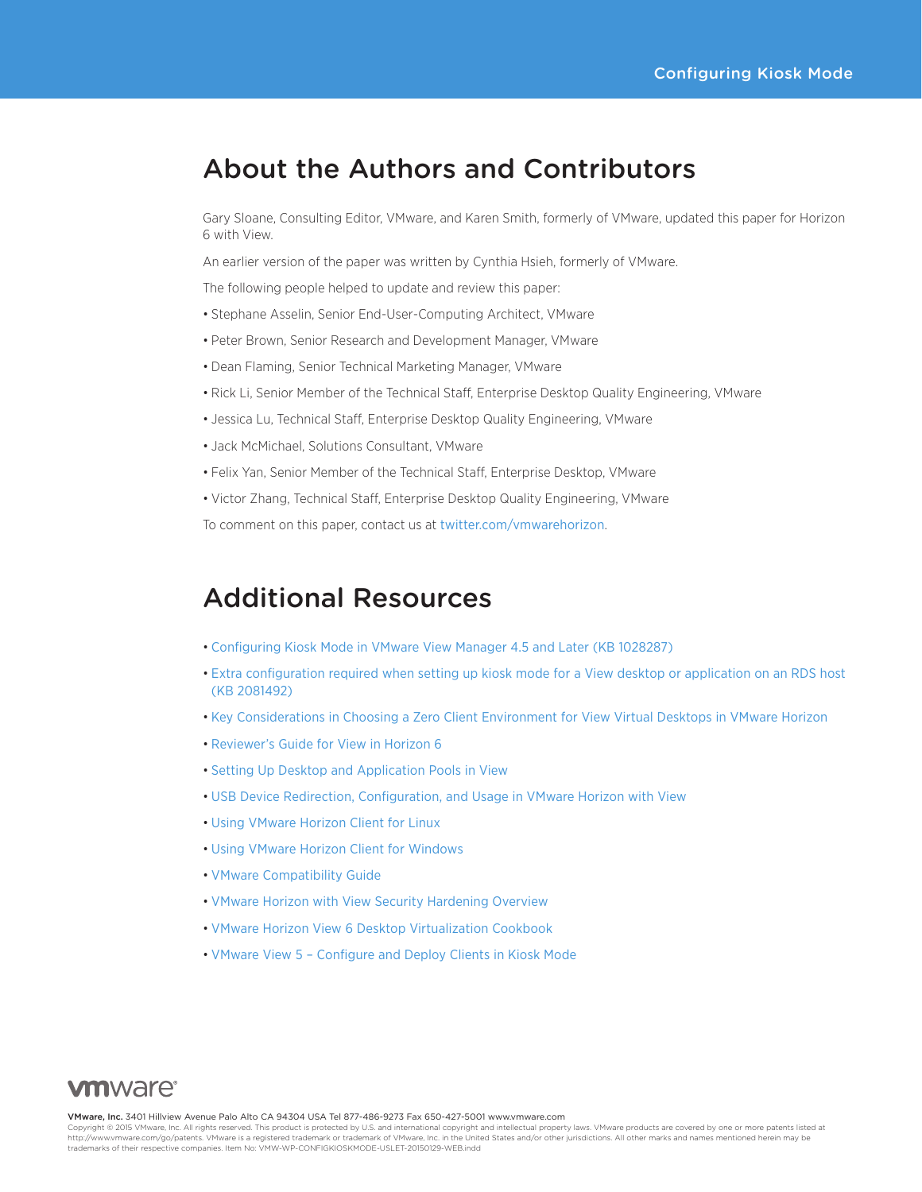## About the Authors and Contributors

Gary Sloane, Consulting Editor, VMware, and Karen Smith, formerly of VMware, updated this paper for Horizon 6 with View.

An earlier version of the paper was written by Cynthia Hsieh, formerly of VMware.

The following people helped to update and review this paper:

- Stephane Asselin, Senior End-User-Computing Architect, VMware
- Peter Brown, Senior Research and Development Manager, VMware
- Dean Flaming, Senior Technical Marketing Manager, VMware
- Rick Li, Senior Member of the Technical Staff, Enterprise Desktop Quality Engineering, VMware
- Jessica Lu, Technical Staff, Enterprise Desktop Quality Engineering, VMware
- Jack McMichael, Solutions Consultant, VMware
- Felix Yan, Senior Member of the Technical Staff, Enterprise Desktop, VMware
- Victor Zhang, Technical Staff, Enterprise Desktop Quality Engineering, VMware

To comment on this paper, contact us at twitter.com/vmwarehorizon.

## Additional Resources

- Configuring Kiosk Mode in VMware View Manager 4.5 and Later (KB 1028287)
- Extra configuration required when setting up kiosk mode for a View desktop or application on an RDS host (KB 2081492)
- Key Considerations in Choosing a Zero Client Environment for View Virtual Desktops in VMware Horizon
- Reviewer's Guide for View in Horizon 6
- Setting Up Desktop and Application Pools in View
- USB Device Redirection, Configuration, and Usage in VMware Horizon with View
- Using VMware Horizon Client for Linux
- Using VMware Horizon Client for Windows
- VMware Compatibility Guide
- VMware Horizon with View Security Hardening Overview
- VMware Horizon View 6 Desktop Virtualization Cookbook
- VMware View 5 – Configure and Deploy Clients in Kiosk Mode

vmware®

**VMware, Inc.** 3401 Hillview Avenue Palo Alto CA 94304 USA Tel 877-486-9273 Fax 650-427-5001 www.vmware.com
Copyright © 2015 VMware, Inc. All rights reserved. This product is protected by U.S. and international copyright and intellectual property laws. VMware products are covered by one or more patents listed at http://www.vmware.com/go/patents. VMware is a registered trademark or trademark of VMware, Inc. in the United States and/or other jurisdictions. All other marks and names mentioned herein may be trademarks of their respective companies. Item No: VMW-WP-CONFIGKIOSKMODE-USLET-20150129-WEB.indd